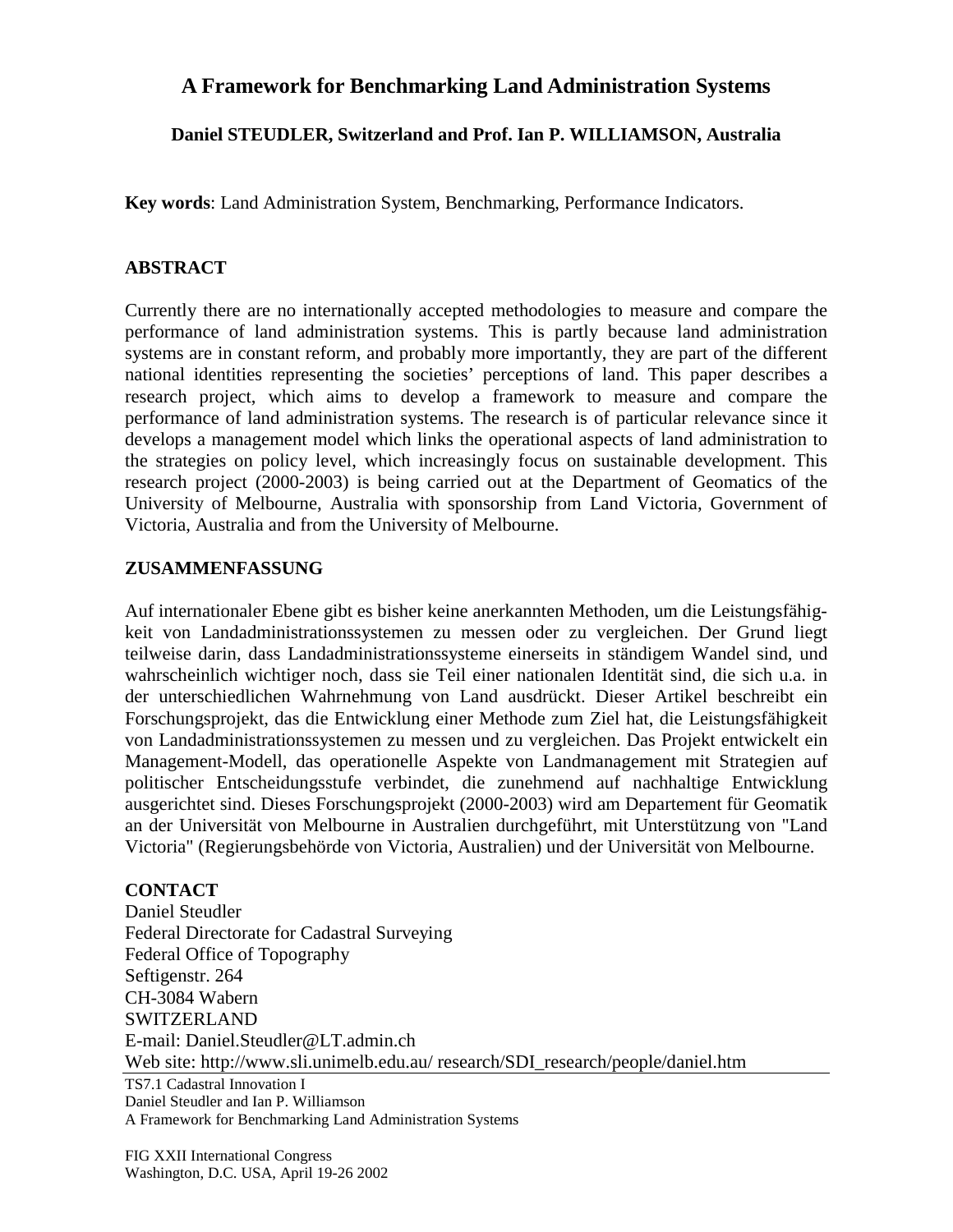# A Framework for Benchmarking Land Administration Systems

**Daniel STEUDLER, Switzerland and Prof. Ian P. WILLIAMSON, Australia**

**Key words**: Land Administration System, Benchmarking, Performance Indicators.

## ABSTRACT

Currently there are no internationally accepted methodologies to measure and compare the performance of land administration systems. This is partly because land administration systems are in constant reform, and probably more importantly, they are part of the different national identities representing the societies' perceptions of land. This paper describes a research project, which aims to develop a framework to measure and compare the performance of land administration systems. The research is of particular relevance since it develops a management model which links the operational aspects of land administration to the strategies on policy level, which increasingly focus on sustainable development. This research project (2000-2003) is being carried out at the Department of Geomatics of the University of Melbourne, Australia with sponsorship from Land Victoria, Government of Victoria, Australia and from the University of Melbourne.

## ZUSAMMENFASSUNG

Auf internationaler Ebene gibt es bisher keine anerkannten Methoden, um die Leistungsfähigkeit von Landadministrationssystemen zu messen oder zu vergleichen. Der Grund liegt teilweise darin, dass Landadministrationssysteme einerseits in ständigem Wandel sind, und wahrscheinlich wichtiger noch, dass sie Teil einer nationalen Identität sind, die sich u.a. in der unterschiedlichen Wahrnehmung von Land ausdrückt. Dieser Artikel beschreibt ein Forschungsprojekt, das die Entwicklung einer Methode zum Ziel hat, die Leistungsfähigkeit von Landadministrationssystemen zu messen und zu vergleichen. Das Projekt entwickelt ein Management-Modell, das operationelle Aspekte von Landmanagement mit Strategien auf politischer Entscheidungsstufe verbindet, die zunehmend auf nachhaltige Entwicklung ausgerichtet sind. Dieses Forschungsprojekt (2000-2003) wird am Departement für Geomatik an der Universität von Melbourne in Australien durchgeführt, mit Unterstützung von "Land Victoria" (Regierungsbehörde von Victoria, Australien) und der Universität von Melbourne.

## CONTACT

Daniel Steudler
Federal Directorate for Cadastral Surveying
Federal Office of Topography
Seftigenstr. 264
CH-3084 Wabern
SWITZERLAND
E-mail: Daniel.Steudler@LT.admin.ch
Web site: http://www.sli.unimelb.edu.au/ research/SDI_research/people/daniel.htm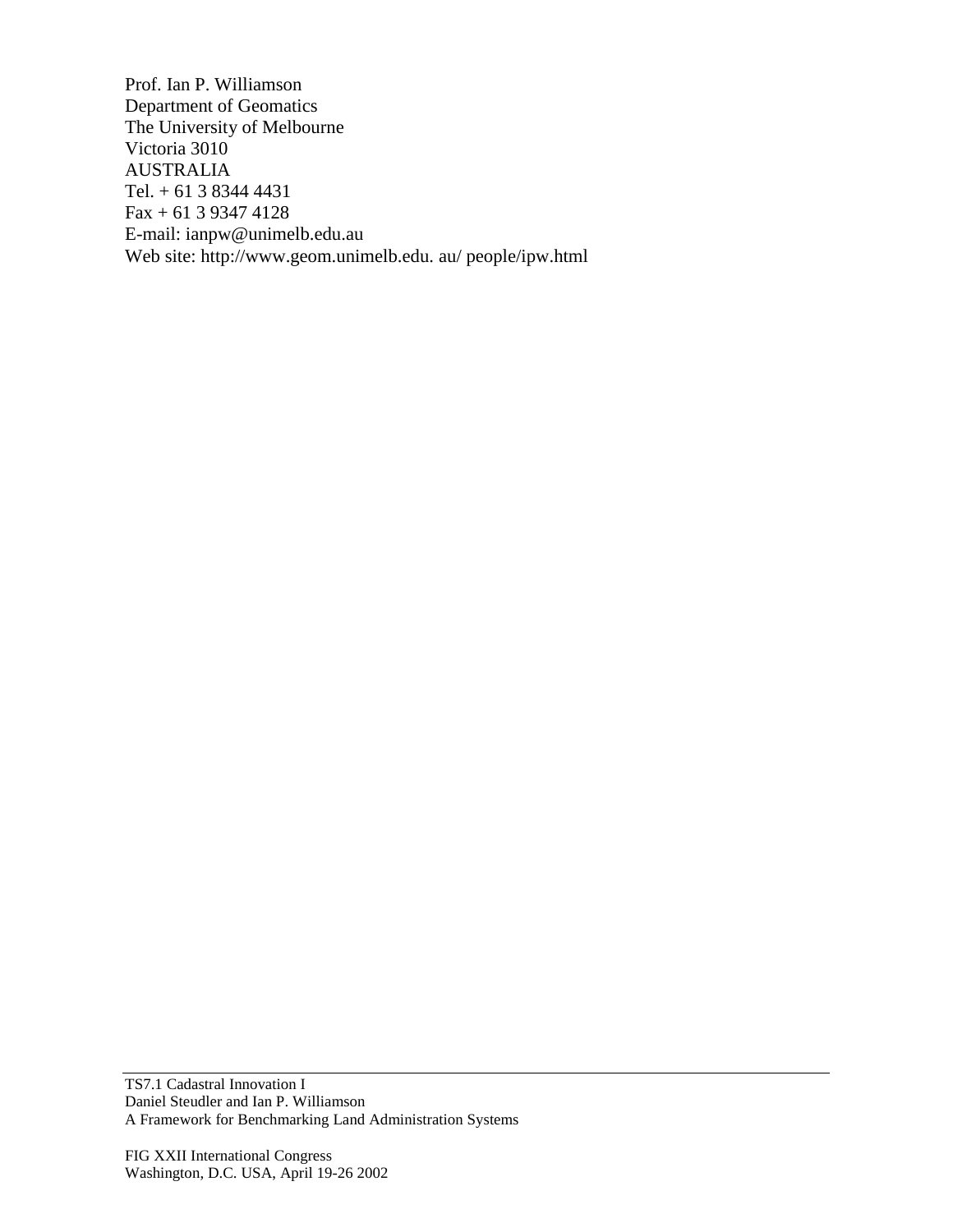Prof. Ian P. Williamson
Department of Geomatics
The University of Melbourne
Victoria 3010
AUSTRALIA
Tel. + 61 3 8344 4431
Fax + 61 3 9347 4128
E-mail: ianpw@unimelb.edu.au
Web site: http://www.geom.unimelb.edu. au/ people/ipw.html